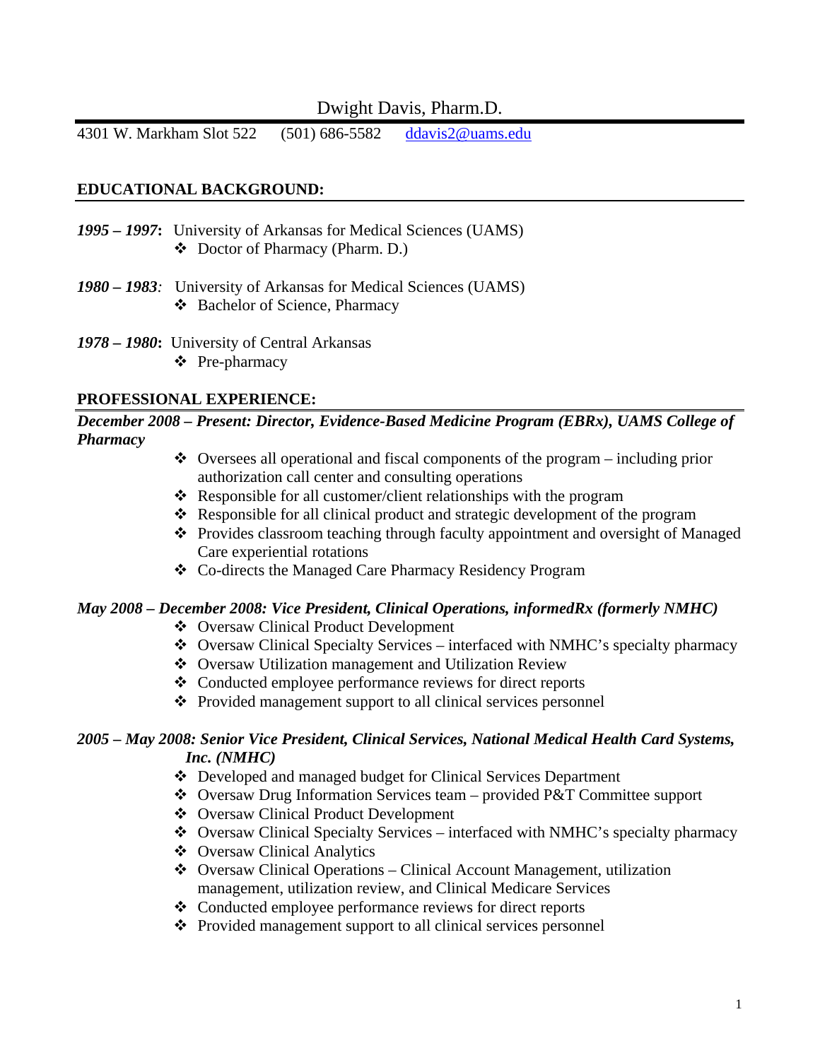# Dwight Davis, Pharm.D.

4301 W. Markham Slot 522 (501) 686-5582 ddavis2@uams.edu

## EDUCATIONAL BACKGROUND:

***1995 – 1997*:** University of Arkansas for Medical Sciences (UAMS)
- Doctor of Pharmacy (Pharm. D.)

***1980 – 1983**:* University of Arkansas for Medical Sciences (UAMS)
- Bachelor of Science, Pharmacy

***1978 – 1980*:** University of Central Arkansas
- Pre-pharmacy

## PROFESSIONAL EXPERIENCE:

***December 2008 – Present: Director, Evidence-Based Medicine Program (EBRx), UAMS College of Pharmacy***

- Oversees all operational and fiscal components of the program – including prior authorization call center and consulting operations
- Responsible for all customer/client relationships with the program
- Responsible for all clinical product and strategic development of the program
- Provides classroom teaching through faculty appointment and oversight of Managed Care experiential rotations
- Co-directs the Managed Care Pharmacy Residency Program

***May 2008 – December 2008: Vice President, Clinical Operations, informedRx (formerly NMHC)***

- Oversaw Clinical Product Development
- Oversaw Clinical Specialty Services – interfaced with NMHC's specialty pharmacy
- Oversaw Utilization management and Utilization Review
- Conducted employee performance reviews for direct reports
- Provided management support to all clinical services personnel

***2005 – May 2008: Senior Vice President, Clinical Services, National Medical Health Card Systems, Inc. (NMHC)***

- Developed and managed budget for Clinical Services Department
- Oversaw Drug Information Services team – provided P&T Committee support
- Oversaw Clinical Product Development
- Oversaw Clinical Specialty Services – interfaced with NMHC's specialty pharmacy
- Oversaw Clinical Analytics
- Oversaw Clinical Operations – Clinical Account Management, utilization management, utilization review, and Clinical Medicare Services
- Conducted employee performance reviews for direct reports
- Provided management support to all clinical services personnel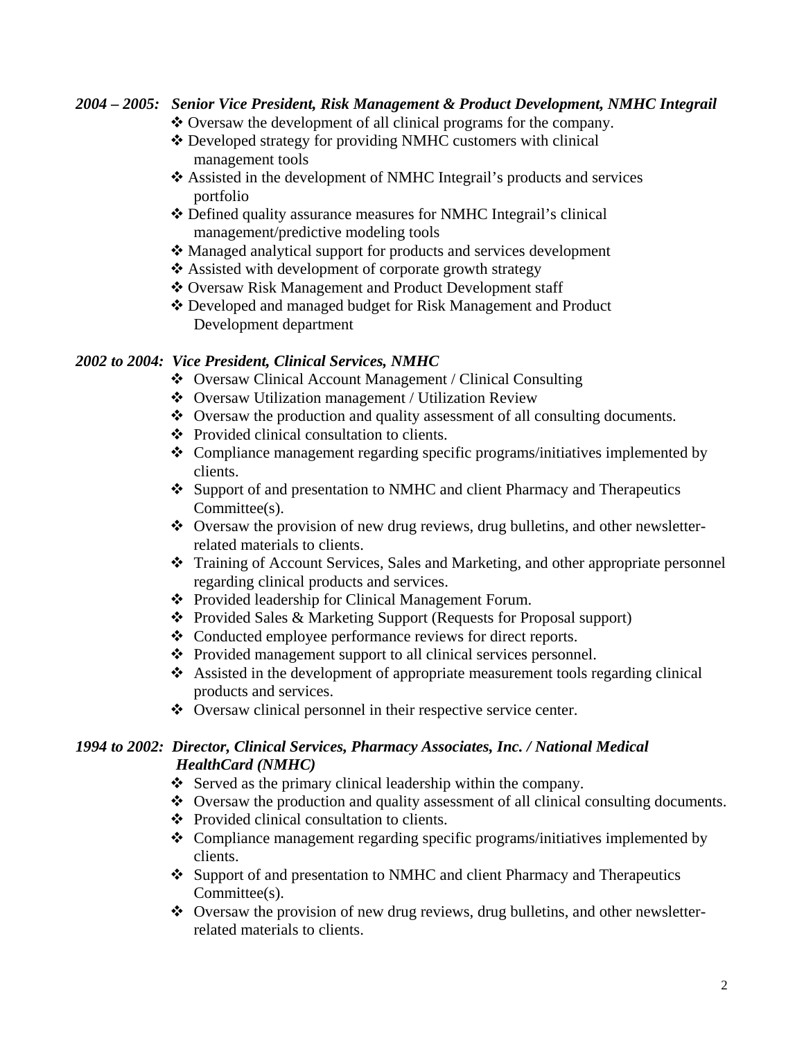***2004 – 2005: Senior Vice President, Risk Management & Product Development, NMHC Integrail***

- Oversaw the development of all clinical programs for the company.
- Developed strategy for providing NMHC customers with clinical management tools
- Assisted in the development of NMHC Integrail's products and services portfolio
- Defined quality assurance measures for NMHC Integrail's clinical management/predictive modeling tools
- Managed analytical support for products and services development
- Assisted with development of corporate growth strategy
- Oversaw Risk Management and Product Development staff
- Developed and managed budget for Risk Management and Product Development department

***2002 to 2004: Vice President, Clinical Services, NMHC***

- Oversaw Clinical Account Management / Clinical Consulting
- Oversaw Utilization management / Utilization Review
- Oversaw the production and quality assessment of all consulting documents.
- Provided clinical consultation to clients.
- Compliance management regarding specific programs/initiatives implemented by clients.
- Support of and presentation to NMHC and client Pharmacy and Therapeutics Committee(s).
- Oversaw the provision of new drug reviews, drug bulletins, and other newsletter-related materials to clients.
- Training of Account Services, Sales and Marketing, and other appropriate personnel regarding clinical products and services.
- Provided leadership for Clinical Management Forum.
- Provided Sales & Marketing Support (Requests for Proposal support)
- Conducted employee performance reviews for direct reports.
- Provided management support to all clinical services personnel.
- Assisted in the development of appropriate measurement tools regarding clinical products and services.
- Oversaw clinical personnel in their respective service center.

***1994 to 2002: Director, Clinical Services, Pharmacy Associates, Inc. / National Medical HealthCard (NMHC)***

- Served as the primary clinical leadership within the company.
- Oversaw the production and quality assessment of all clinical consulting documents.
- Provided clinical consultation to clients.
- Compliance management regarding specific programs/initiatives implemented by clients.
- Support of and presentation to NMHC and client Pharmacy and Therapeutics Committee(s).
- Oversaw the provision of new drug reviews, drug bulletins, and other newsletter-related materials to clients.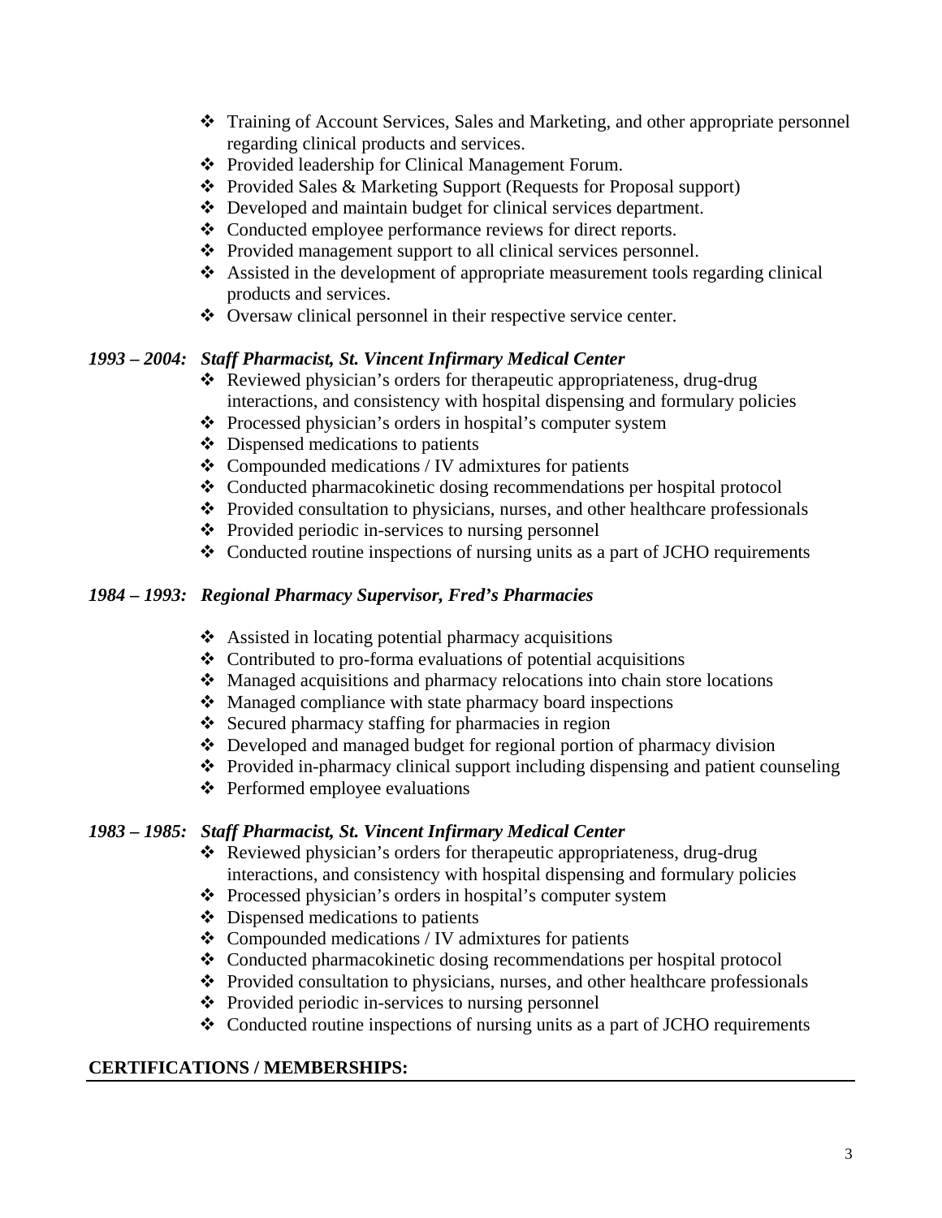- Training of Account Services, Sales and Marketing, and other appropriate personnel regarding clinical products and services.
- Provided leadership for Clinical Management Forum.
- Provided Sales & Marketing Support (Requests for Proposal support)
- Developed and maintain budget for clinical services department.
- Conducted employee performance reviews for direct reports.
- Provided management support to all clinical services personnel.
- Assisted in the development of appropriate measurement tools regarding clinical products and services.
- Oversaw clinical personnel in their respective service center.

***1993 – 2004: Staff Pharmacist, St. Vincent Infirmary Medical Center***

- Reviewed physician's orders for therapeutic appropriateness, drug-drug interactions, and consistency with hospital dispensing and formulary policies
- Processed physician's orders in hospital's computer system
- Dispensed medications to patients
- Compounded medications / IV admixtures for patients
- Conducted pharmacokinetic dosing recommendations per hospital protocol
- Provided consultation to physicians, nurses, and other healthcare professionals
- Provided periodic in-services to nursing personnel
- Conducted routine inspections of nursing units as a part of JCHO requirements

***1984 – 1993: Regional Pharmacy Supervisor, Fred's Pharmacies***

- Assisted in locating potential pharmacy acquisitions
- Contributed to pro-forma evaluations of potential acquisitions
- Managed acquisitions and pharmacy relocations into chain store locations
- Managed compliance with state pharmacy board inspections
- Secured pharmacy staffing for pharmacies in region
- Developed and managed budget for regional portion of pharmacy division
- Provided in-pharmacy clinical support including dispensing and patient counseling
- Performed employee evaluations

***1983 – 1985: Staff Pharmacist, St. Vincent Infirmary Medical Center***

- Reviewed physician's orders for therapeutic appropriateness, drug-drug interactions, and consistency with hospital dispensing and formulary policies
- Processed physician's orders in hospital's computer system
- Dispensed medications to patients
- Compounded medications / IV admixtures for patients
- Conducted pharmacokinetic dosing recommendations per hospital protocol
- Provided consultation to physicians, nurses, and other healthcare professionals
- Provided periodic in-services to nursing personnel
- Conducted routine inspections of nursing units as a part of JCHO requirements

## CERTIFICATIONS / MEMBERSHIPS: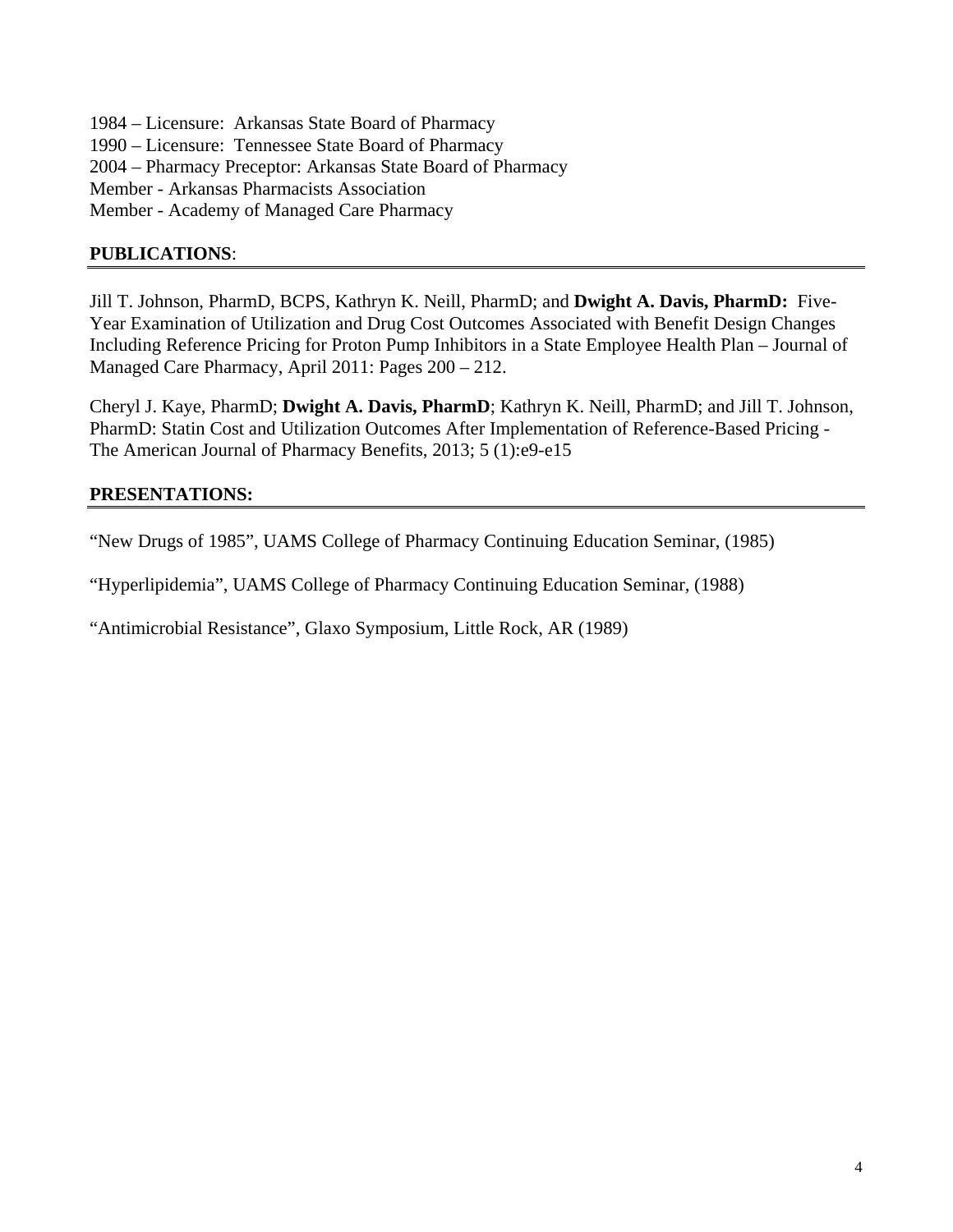1984 – Licensure: Arkansas State Board of Pharmacy
1990 – Licensure: Tennessee State Board of Pharmacy
2004 – Pharmacy Preceptor: Arkansas State Board of Pharmacy
Member - Arkansas Pharmacists Association
Member - Academy of Managed Care Pharmacy

## **PUBLICATIONS**:

Jill T. Johnson, PharmD, BCPS, Kathryn K. Neill, PharmD; and **Dwight A. Davis, PharmD:** Five-Year Examination of Utilization and Drug Cost Outcomes Associated with Benefit Design Changes Including Reference Pricing for Proton Pump Inhibitors in a State Employee Health Plan – Journal of Managed Care Pharmacy, April 2011: Pages 200 – 212.

Cheryl J. Kaye, PharmD; **Dwight A. Davis, PharmD**; Kathryn K. Neill, PharmD; and Jill T. Johnson, PharmD: Statin Cost and Utilization Outcomes After Implementation of Reference-Based Pricing - The American Journal of Pharmacy Benefits, 2013; 5 (1):e9-e15

## **PRESENTATIONS:**

"New Drugs of 1985", UAMS College of Pharmacy Continuing Education Seminar, (1985)

"Hyperlipidemia", UAMS College of Pharmacy Continuing Education Seminar, (1988)

"Antimicrobial Resistance", Glaxo Symposium, Little Rock, AR (1989)